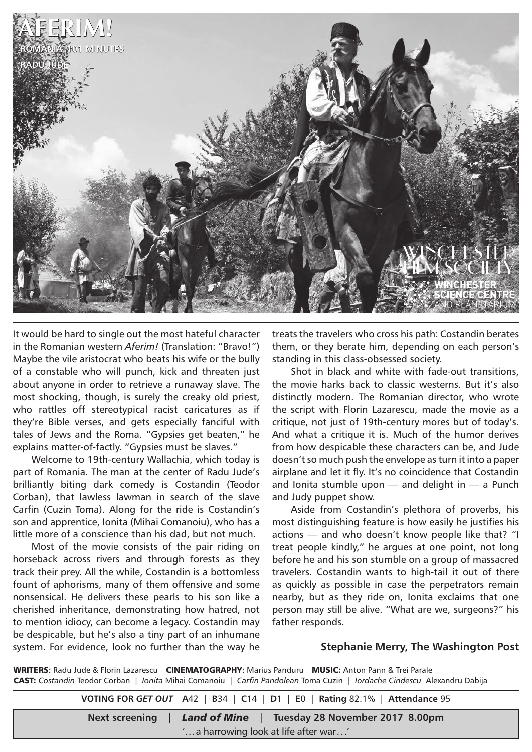# AFERIM!

**ROMANIA 101 MINUTES**

**RADU JUDE**

WINCHESTER FILM SOCIETY

WINCHESTER SCIENCE CENTRE AND PLANETARIUM

It would be hard to single out the most hateful character in the Romanian western *Aferim!* (Translation: "Bravo!") Maybe the vile aristocrat who beats his wife or the bully of a constable who will punch, kick and threaten just about anyone in order to retrieve a runaway slave. The most shocking, though, is surely the creaky old priest, who rattles off stereotypical racist caricatures as if they're Bible verses, and gets especially fanciful with tales of Jews and the Roma. "Gypsies get beaten," he explains matter-of-factly. "Gypsies must be slaves."

Welcome to 19th-century Wallachia, which today is part of Romania. The man at the center of Radu Jude's brilliantly biting dark comedy is Costandin (Teodor Corban), that lawless lawman in search of the slave Carfin (Cuzin Toma). Along for the ride is Costandin's son and apprentice, Ionita (Mihai Comanoiu), who has a little more of a conscience than his dad, but not much.

Most of the movie consists of the pair riding on horseback across rivers and through forests as they track their prey. All the while, Costandin is a bottomless fount of aphorisms, many of them offensive and some nonsensical. He delivers these pearls to his son like a cherished inheritance, demonstrating how hatred, not to mention idiocy, can become a legacy. Costandin may be despicable, but he's also a tiny part of an inhumane system. For evidence, look no further than the way he treats the travelers who cross his path: Costandin berates them, or they berate him, depending on each person's standing in this class-obsessed society.

Shot in black and white with fade-out transitions, the movie harks back to classic westerns. But it's also distinctly modern. The Romanian director, who wrote the script with Florin Lazarescu, made the movie as a critique, not just of 19th-century mores but of today's. And what a critique it is. Much of the humor derives from how despicable these characters can be, and Jude doesn't so much push the envelope as turn it into a paper airplane and let it fly. It's no coincidence that Costandin and Ionita stumble upon — and delight in — a Punch and Judy puppet show.

Aside from Costandin's plethora of proverbs, his most distinguishing feature is how easily he justifies his actions — and who doesn't know people like that? "I treat people kindly," he argues at one point, not long before he and his son stumble on a group of massacred travelers. Costandin wants to high-tail it out of there as quickly as possible in case the perpetrators remain nearby, but as they ride on, Ionita exclaims that one person may still be alive. "What are we, surgeons?" his father responds.

**Stephanie Merry, The Washington Post**

**WRITERS**: Radu Jude & Florin Lazarescu **CINEMATOGRAPHY**: Marius Panduru **MUSIC:** Anton Pann & Trei Parale
**CAST:** *Costandin* Teodor Corban | *Ionita* Mihai Comanoiu | *Carfin Pandolean* Toma Cuzin | *Iordache Cindescu* Alexandru Dabija

**VOTING FOR *GET OUT*** **A**42 | **B**34 | **C**14 | **D**1 | **E**0 | **Rating** 82.1% | **Attendance** 95

**Next screening** | ***Land of Mine*** | **Tuesday 28 November 2017 8.00pm**

'…a harrowing look at life after war…'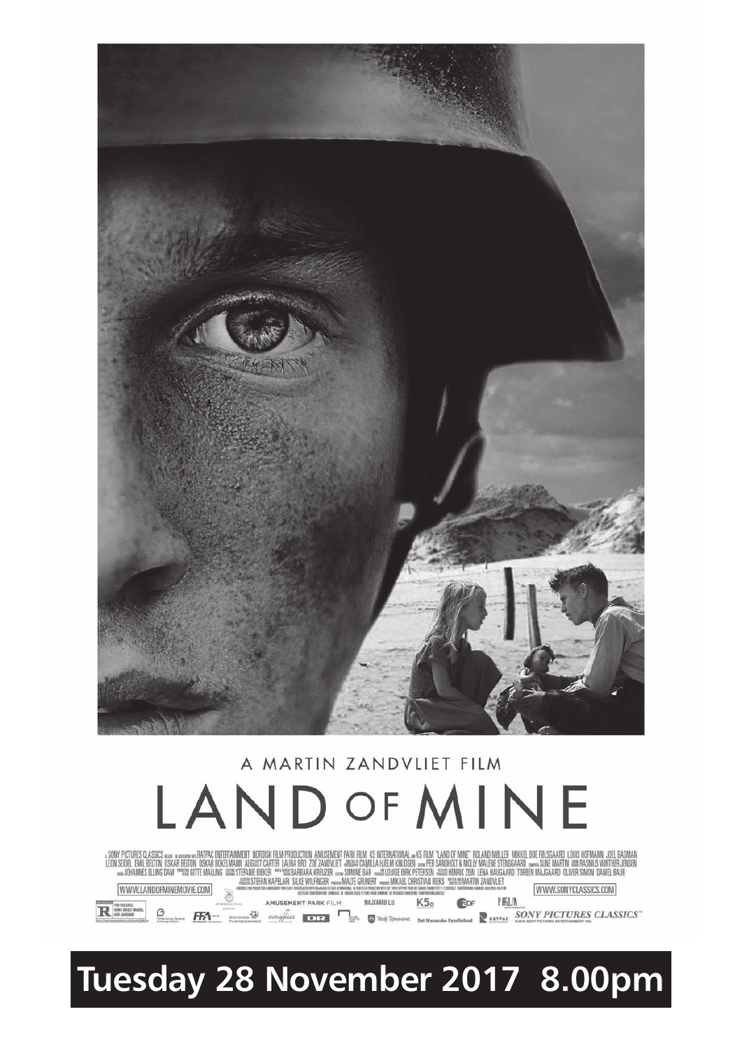A MARTIN ZANDVLIET FILM

# LAND OF MINE

WWW.LANDOFMINEMOVIE.COM

WWW.SONYCLASSICS.COM

SONY PICTURES CLASSICS

## Tuesday 28 November 2017 8.00pm